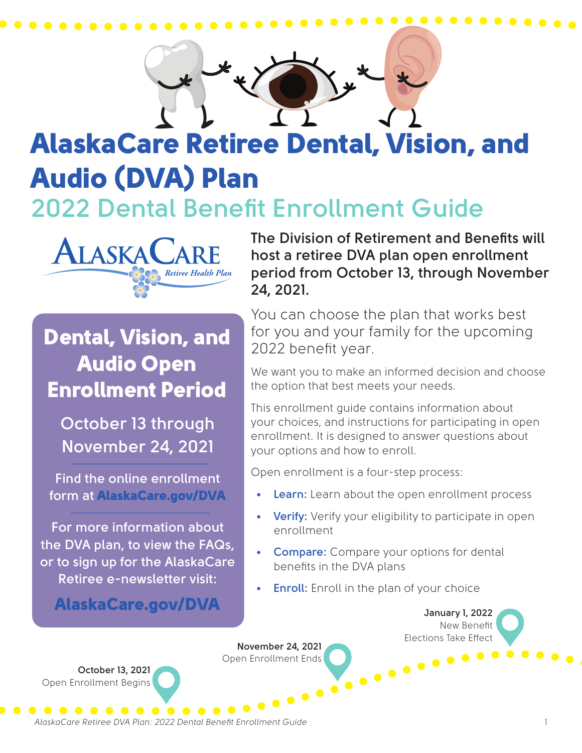# AlaskaCare Retiree Dental, Vision, and Audio (DVA) Plan

## 2022 Dental Benefit Enrollment Guide

AlaskaCare Retiree Health Plan

### Dental, Vision, and Audio Open Enrollment Period

October 13 through November 24, 2021

Find the online enrollment form at **AlaskaCare.gov/DVA**

For more information about the DVA plan, to view the FAQs, or to sign up for the AlaskaCare Retiree e-newsletter visit:

**AlaskaCare.gov/DVA**

**The Division of Retirement and Benefits will host a retiree DVA plan open enrollment period from October 13, through November 24, 2021.**

You can choose the plan that works best for you and your family for the upcoming 2022 benefit year.

We want you to make an informed decision and choose the option that best meets your needs.

This enrollment guide contains information about your choices, and instructions for participating in open enrollment. It is designed to answer questions about your options and how to enroll.

Open enrollment is a four-step process:

- **Learn:** Learn about the open enrollment process
- **Verify:** Verify your eligibility to participate in open enrollment
- **Compare:** Compare your options for dental benefits in the DVA plans
- **Enroll:** Enroll in the plan of your choice

**October 13, 2021**
Open Enrollment Begins

**November 24, 2021**
Open Enrollment Ends

**January 1, 2022**
New Benefit Elections Take Effect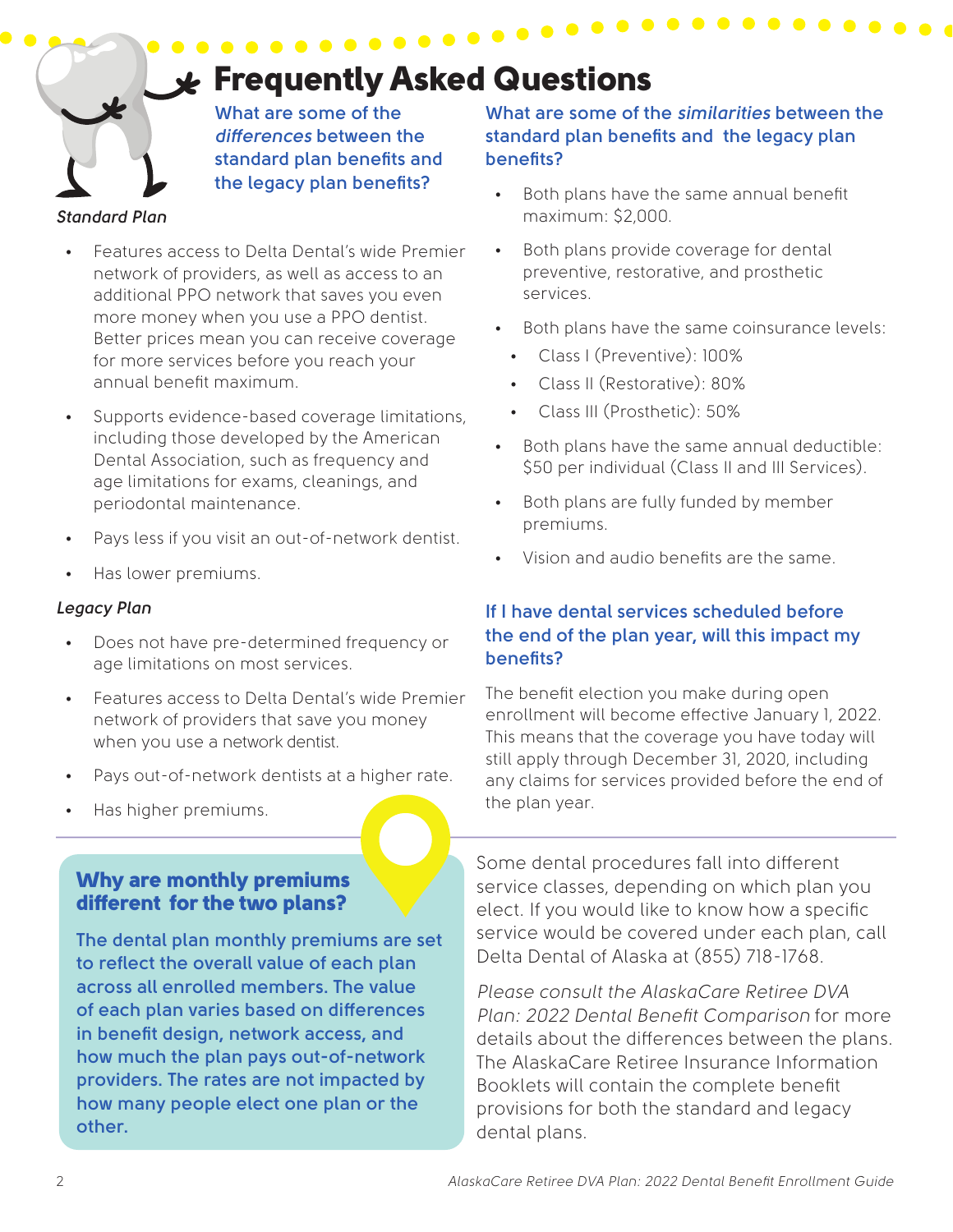# Frequently Asked Questions

## What are some of the *differences* between the standard plan benefits and the legacy plan benefits?

*Standard Plan*

- Features access to Delta Dental's wide Premier network of providers, as well as access to an additional PPO network that saves you even more money when you use a PPO dentist. Better prices mean you can receive coverage for more services before you reach your annual benefit maximum.
- Supports evidence-based coverage limitations, including those developed by the American Dental Association, such as frequency and age limitations for exams, cleanings, and periodontal maintenance.
- Pays less if you visit an out-of-network dentist.
- Has lower premiums.

*Legacy Plan*

- Does not have pre-determined frequency or age limitations on most services.
- Features access to Delta Dental's wide Premier network of providers that save you money when you use a network dentist.
- Pays out-of-network dentists at a higher rate.
- Has higher premiums.

## What are some of the *similarities* between the standard plan benefits and the legacy plan benefits?

- Both plans have the same annual benefit maximum: $2,000.
- Both plans provide coverage for dental preventive, restorative, and prosthetic services.
- Both plans have the same coinsurance levels:
  - Class I (Preventive): 100%
  - Class II (Restorative): 80%
  - Class III (Prosthetic): 50%
- Both plans have the same annual deductible: $50 per individual (Class II and III Services).
- Both plans are fully funded by member premiums.
- Vision and audio benefits are the same.

## If I have dental services scheduled before the end of the plan year, will this impact my benefits?

The benefit election you make during open enrollment will become effective January 1, 2022. This means that the coverage you have today will still apply through December 31, 2020, including any claims for services provided before the end of the plan year.

## Why are monthly premiums different for the two plans?

The dental plan monthly premiums are set to reflect the overall value of each plan across all enrolled members. The value of each plan varies based on differences in benefit design, network access, and how much the plan pays out-of-network providers. The rates are not impacted by how many people elect one plan or the other.

Some dental procedures fall into different service classes, depending on which plan you elect. If you would like to know how a specific service would be covered under each plan, call Delta Dental of Alaska at (855) 718-1768.

Please consult the *AlaskaCare Retiree DVA Plan: 2022 Dental Benefit Comparison* for more details about the differences between the plans. The AlaskaCare Retiree Insurance Information Booklets will contain the complete benefit provisions for both the standard and legacy dental plans.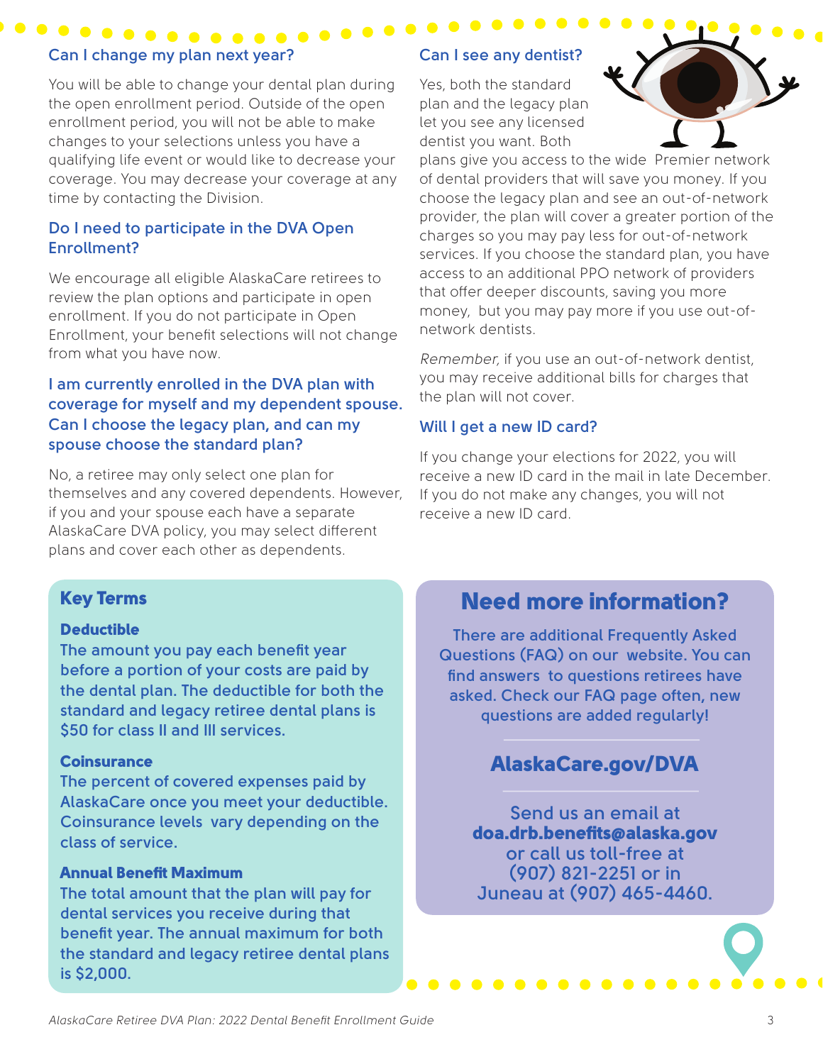### Can I change my plan next year?

You will be able to change your dental plan during the open enrollment period. Outside of the open enrollment period, you will not be able to make changes to your selections unless you have a qualifying life event or would like to decrease your coverage. You may decrease your coverage at any time by contacting the Division.

### Do I need to participate in the DVA Open Enrollment?

We encourage all eligible AlaskaCare retirees to review the plan options and participate in open enrollment. If you do not participate in Open Enrollment, your benefit selections will not change from what you have now.

### I am currently enrolled in the DVA plan with coverage for myself and my dependent spouse. Can I choose the legacy plan, and can my spouse choose the standard plan?

No, a retiree may only select one plan for themselves and any covered dependents. However, if you and your spouse each have a separate AlaskaCare DVA policy, you may select different plans and cover each other as dependents.

### Can I see any dentist?

Yes, both the standard plan and the legacy plan let you see any licensed dentist you want. Both plans give you access to the wide Premier network of dental providers that will save you money. If you choose the legacy plan and see an out-of-network provider, the plan will cover a greater portion of the charges so you may pay less for out-of-network services. If you choose the standard plan, you have access to an additional PPO network of providers that offer deeper discounts, saving you more money, but you may pay more if you use out-of-network dentists.

*Remember,* if you use an out-of-network dentist, you may receive additional bills for charges that the plan will not cover.

### Will I get a new ID card?

If you change your elections for 2022, you will receive a new ID card in the mail in late December. If you do not make any changes, you will not receive a new ID card.

## Key Terms

**Deductible**

The amount you pay each benefit year before a portion of your costs are paid by the dental plan. The deductible for both the standard and legacy retiree dental plans is $50 for class II and III services.

**Coinsurance**

The percent of covered expenses paid by AlaskaCare once you meet your deductible. Coinsurance levels vary depending on the class of service.

**Annual Benefit Maximum**

The total amount that the plan will pay for dental services you receive during that benefit year. The annual maximum for both the standard and legacy retiree dental plans is $2,000.

## Need more information?

There are additional Frequently Asked Questions (FAQ) on our website. You can find answers to questions retirees have asked. Check our FAQ page often, new questions are added regularly!

**AlaskaCare.gov/DVA**

Send us an email at **doa.drb.benefits@alaska.gov** or call us toll-free at (907) 821-2251 or in Juneau at (907) 465-4460.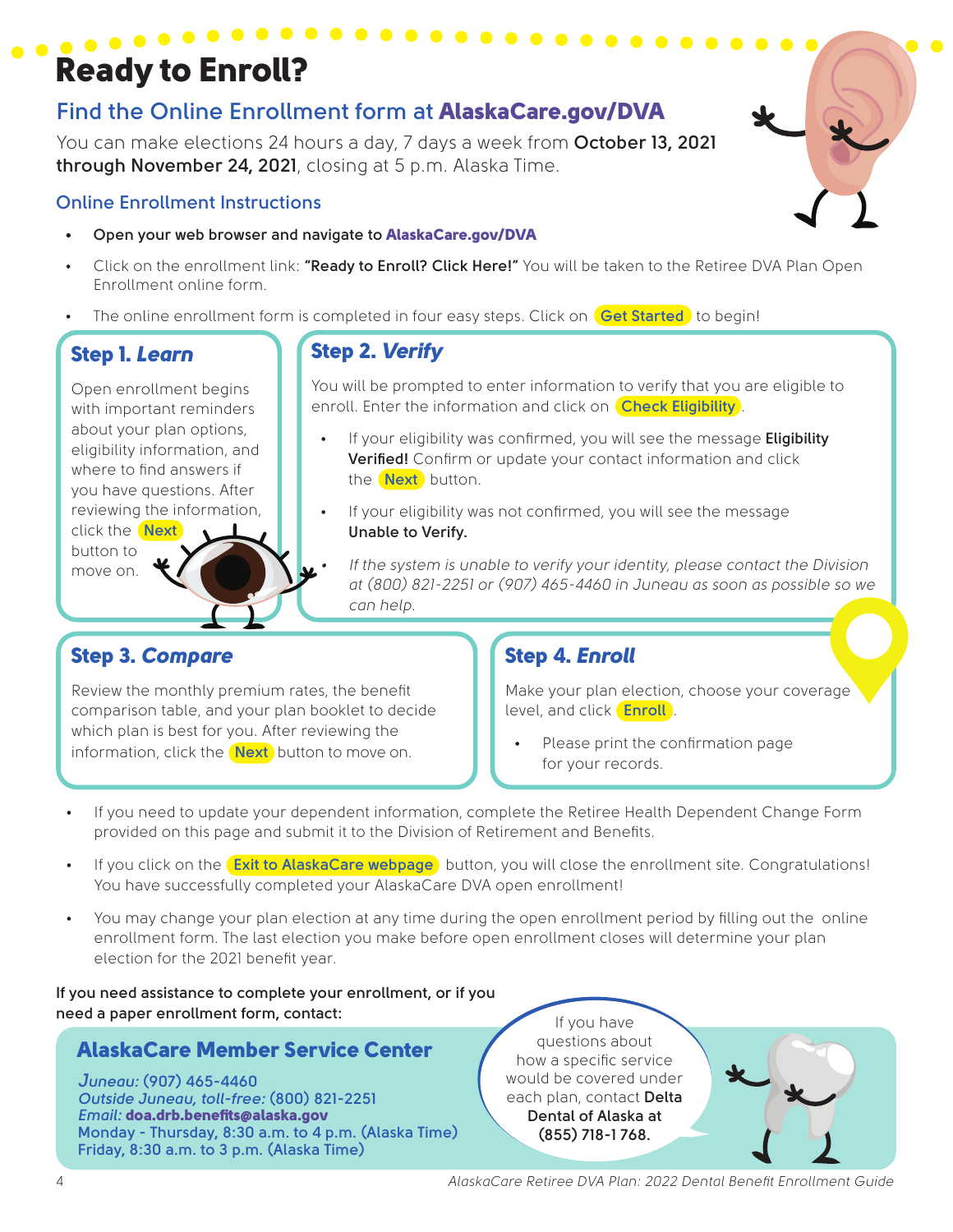# Ready to Enroll?

## Find the Online Enrollment form at **AlaskaCare.gov/DVA**

You can make elections 24 hours a day, 7 days a week from **October 13, 2021 through November 24, 2021**, closing at 5 p.m. Alaska Time.

### Online Enrollment Instructions

- **Open your web browser and navigate to AlaskaCare.gov/DVA**
- Click on the enrollment link: **"Ready to Enroll? Click Here!"** You will be taken to the Retiree DVA Plan Open Enrollment online form.
- The online enrollment form is completed in four easy steps. Click on **Get Started** to begin!

### Step 1. *Learn*

Open enrollment begins with important reminders about your plan options, eligibility information, and where to find answers if you have questions. After reviewing the information, click the **Next** button to move on.

### Step 2. *Verify*

You will be prompted to enter information to verify that you are eligible to enroll. Enter the information and click on **Check Eligibility**.

- If your eligibility was confirmed, you will see the message **Eligibility Verified!** Confirm or update your contact information and click the **Next** button.
- If your eligibility was not confirmed, you will see the message **Unable to Verify.**
- *If the system is unable to verify your identity, please contact the Division at (800) 821-2251 or (907) 465-4460 in Juneau as soon as possible so we can help.*

### Step 3. *Compare*

Review the monthly premium rates, the benefit comparison table, and your plan booklet to decide which plan is best for you. After reviewing the information, click the **Next** button to move on.

### Step 4. *Enroll*

Make your plan election, choose your coverage level, and click **Enroll**.

- Please print the confirmation page for your records.

---

- If you need to update your dependent information, complete the Retiree Health Dependent Change Form provided on this page and submit it to the Division of Retirement and Benefits.
- If you click on the **Exit to AlaskaCare webpage** button, you will close the enrollment site. Congratulations! You have successfully completed your AlaskaCare DVA open enrollment!
- You may change your plan election at any time during the open enrollment period by filling out the online enrollment form. The last election you make before open enrollment closes will determine your plan election for the 2021 benefit year.

**If you need assistance to complete your enrollment, or if you need a paper enrollment form, contact:**

### AlaskaCare Member Service Center

*Juneau:* (907) 465-4460
*Outside Juneau, toll-free:* (800) 821-2251
*Email:* **doa.drb.benefits@alaska.gov**
Monday - Thursday, 8:30 a.m. to 4 p.m. (Alaska Time)
Friday, 8:30 a.m. to 3 p.m. (Alaska Time)

If you have questions about how a specific service would be covered under each plan, contact **Delta Dental of Alaska at (855) 718-1768.**